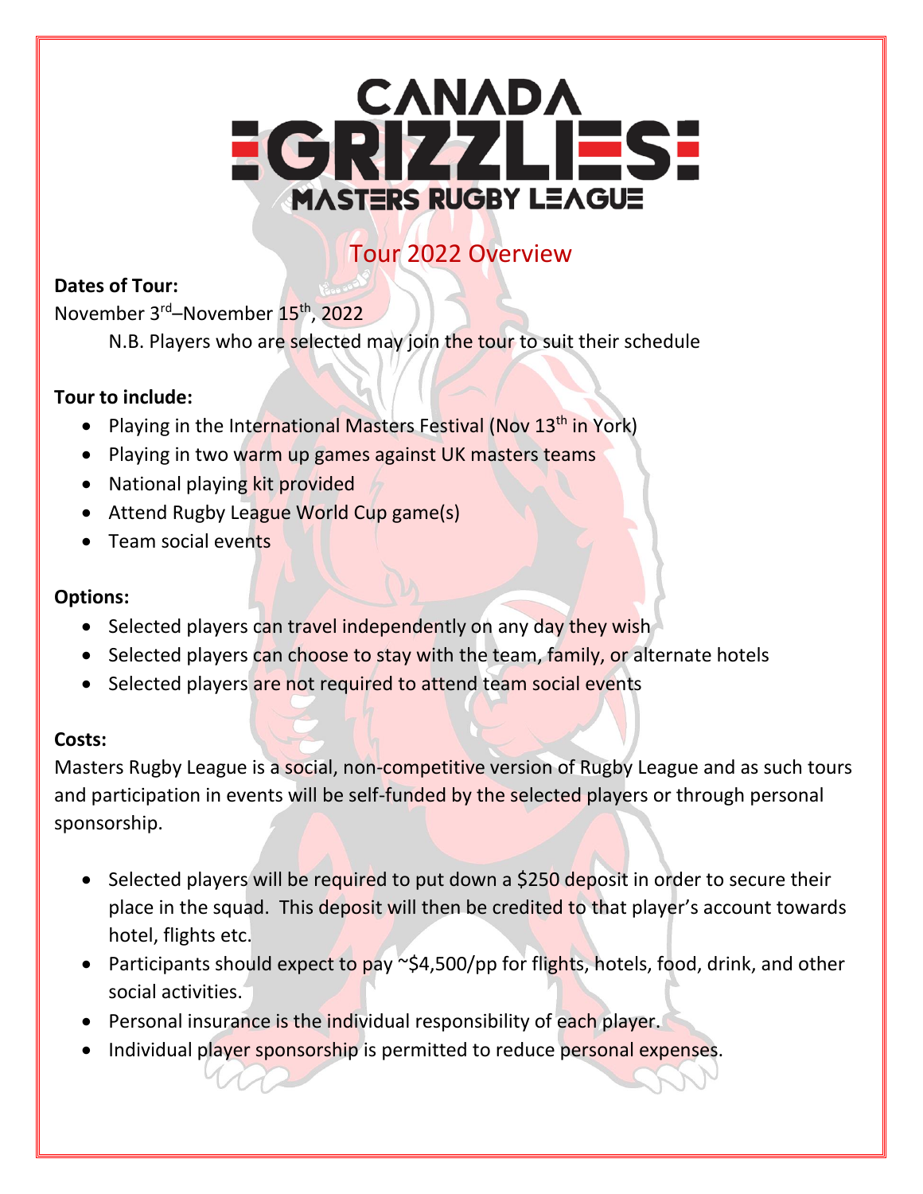# CANADA GRIZZLIES MASTERS RUGBY LEAGUE

## Tour 2022 Overview

**Dates of Tour:**

November 3rd–November 15th, 2022

N.B. Players who are selected may join the tour to suit their schedule

**Tour to include:**

- Playing in the International Masters Festival (Nov 13th in York)
- Playing in two warm up games against UK masters teams
- National playing kit provided
- Attend Rugby League World Cup game(s)
- Team social events

**Options:**

- Selected players can travel independently on any day they wish
- Selected players can choose to stay with the team, family, or alternate hotels
- Selected players are not required to attend team social events

**Costs:**

Masters Rugby League is a social, non-competitive version of Rugby League and as such tours and participation in events will be self-funded by the selected players or through personal sponsorship.

- Selected players will be required to put down a $250 deposit in order to secure their place in the squad. This deposit will then be credited to that player's account towards hotel, flights etc.
- Participants should expect to pay ~$4,500/pp for flights, hotels, food, drink, and other social activities.
- Personal insurance is the individual responsibility of each player.
- Individual player sponsorship is permitted to reduce personal expenses.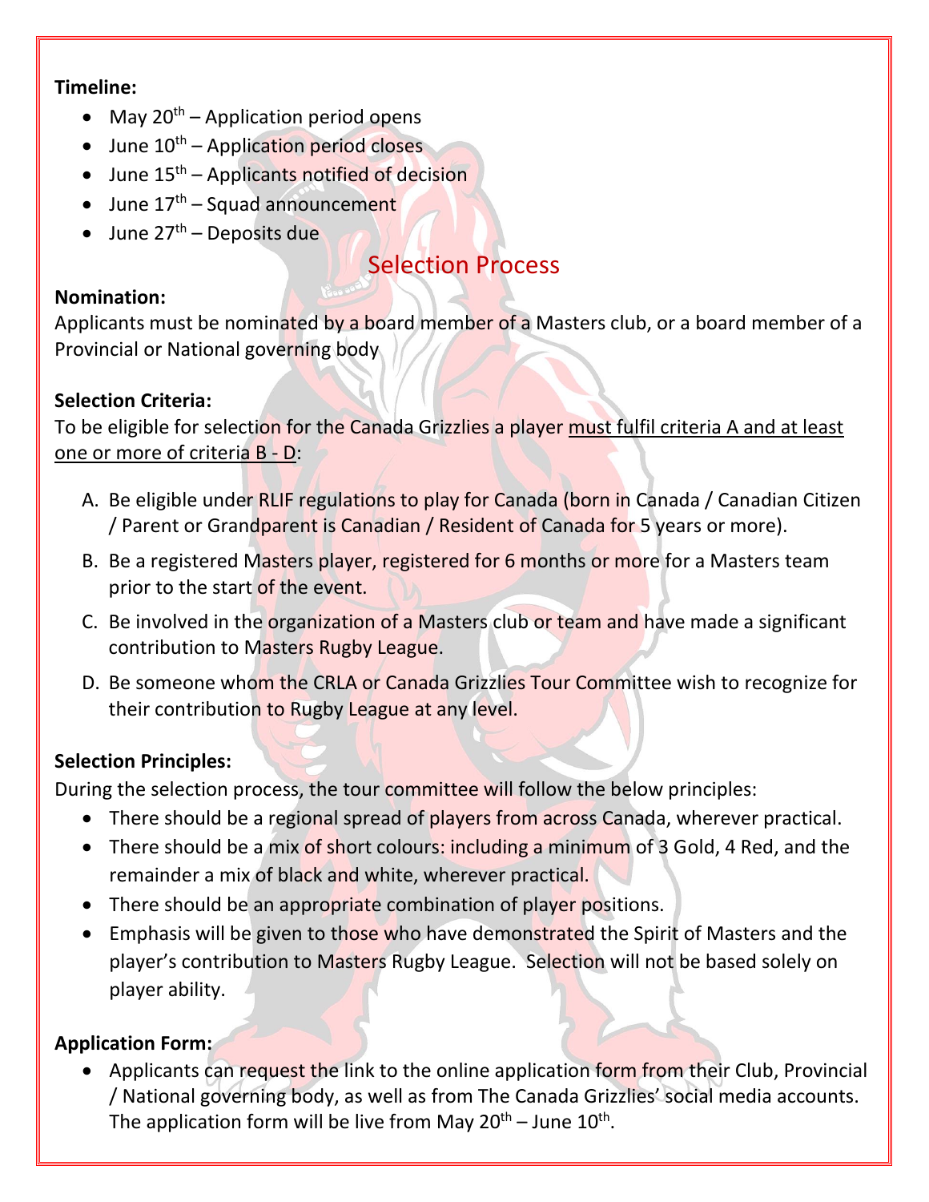**Timeline:**

- May 20th – Application period opens
- June 10th – Application period closes
- June 15th – Applicants notified of decision
- June 17th – Squad announcement
- June 27th – Deposits due

## Selection Process

**Nomination:**

Applicants must be nominated by a board member of a Masters club, or a board member of a Provincial or National governing body

**Selection Criteria:**

To be eligible for selection for the Canada Grizzlies a player must fulfil criteria A and at least one or more of criteria B - D:

A. Be eligible under RLIF regulations to play for Canada (born in Canada / Canadian Citizen / Parent or Grandparent is Canadian / Resident of Canada for 5 years or more).

B. Be a registered Masters player, registered for 6 months or more for a Masters team prior to the start of the event.

C. Be involved in the organization of a Masters club or team and have made a significant contribution to Masters Rugby League.

D. Be someone whom the CRLA or Canada Grizzlies Tour Committee wish to recognize for their contribution to Rugby League at any level.

**Selection Principles:**

During the selection process, the tour committee will follow the below principles:

- There should be a regional spread of players from across Canada, wherever practical.
- There should be a mix of short colours: including a minimum of 3 Gold, 4 Red, and the remainder a mix of black and white, wherever practical.
- There should be an appropriate combination of player positions.
- Emphasis will be given to those who have demonstrated the Spirit of Masters and the player's contribution to Masters Rugby League. Selection will not be based solely on player ability.

**Application Form:**

- Applicants can request the link to the online application form from their Club, Provincial / National governing body, as well as from The Canada Grizzlies' social media accounts. The application form will be live from May 20th – June 10th.